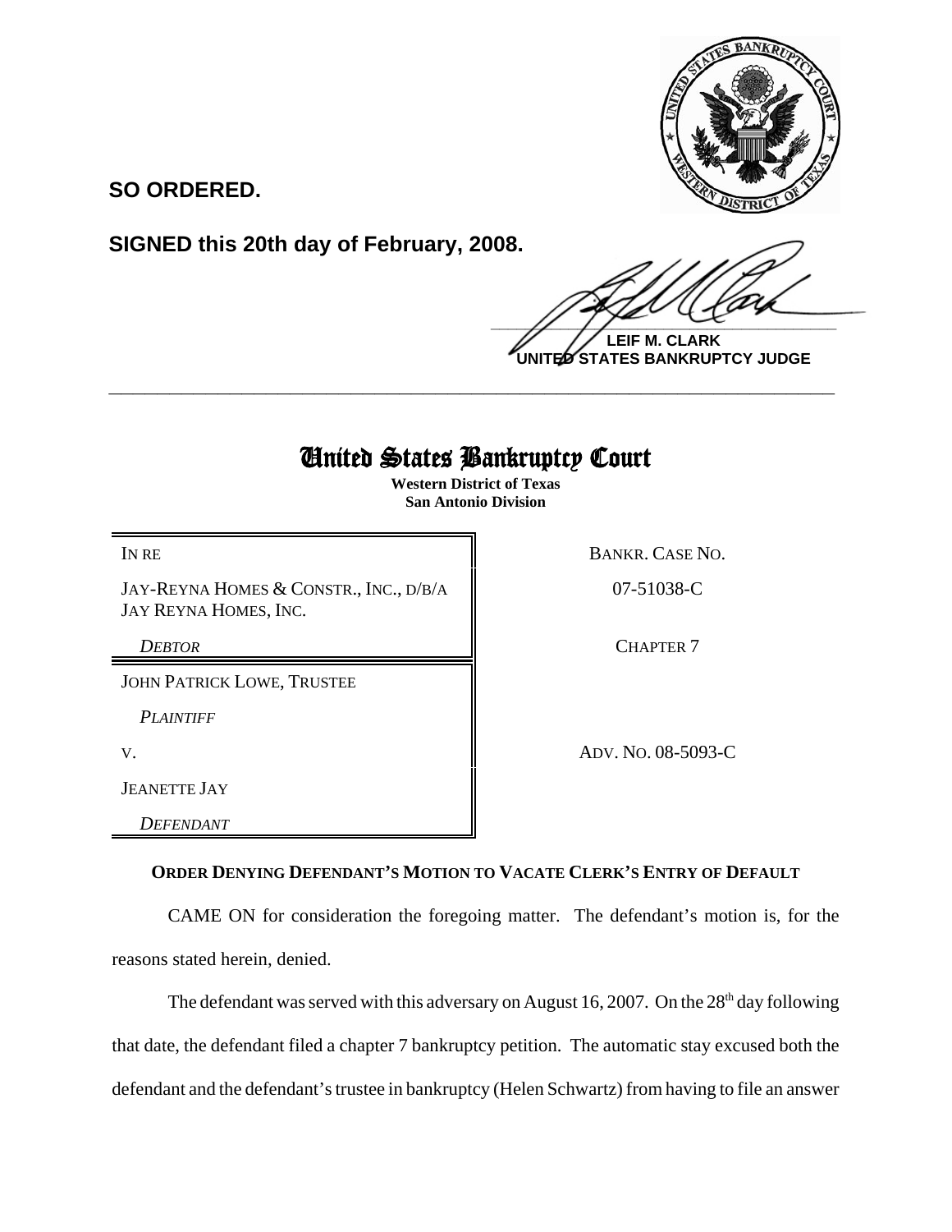**SO ORDERED.**

**SIGNED this 20th day of February, 2008.**

**LEIF M. CLARK**
**UNITED STATES BANKRUPTCY JUDGE**

---

# United States Bankruptcy Court

**Western District of Texas**
**San Antonio Division**

| | |
|---|---|
| IN RE | BANKR. CASE NO. |
| JAY-REYNA HOMES & CONSTR., INC., D/B/A JAY REYNA HOMES, INC. | 07-51038-C |
| *DEBTOR* | CHAPTER 7 |
| JOHN PATRICK LOWE, TRUSTEE | |
| *PLAINTIFF* | |
| V. | ADV. NO. 08-5093-C |
| JEANETTE JAY | |
| *DEFENDANT* | |

**ORDER DENYING DEFENDANT'S MOTION TO VACATE CLERK'S ENTRY OF DEFAULT**

CAME ON for consideration the foregoing matter. The defendant's motion is, for the reasons stated herein, denied.

The defendant was served with this adversary on August 16, 2007. On the 28th day following that date, the defendant filed a chapter 7 bankruptcy petition. The automatic stay excused both the defendant and the defendant's trustee in bankruptcy (Helen Schwartz) from having to file an answer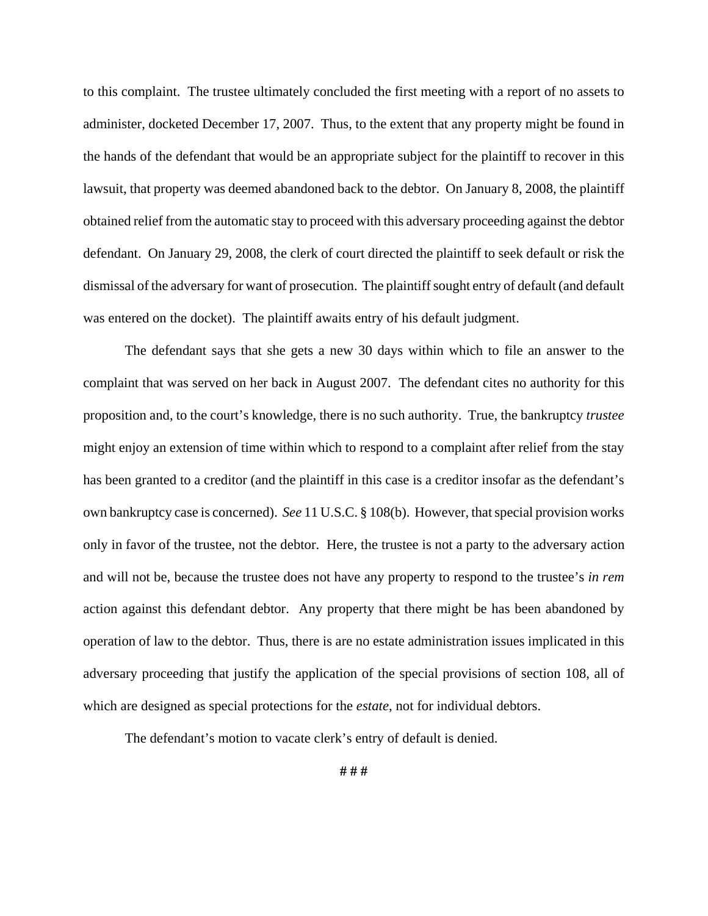to this complaint. The trustee ultimately concluded the first meeting with a report of no assets to administer, docketed December 17, 2007. Thus, to the extent that any property might be found in the hands of the defendant that would be an appropriate subject for the plaintiff to recover in this lawsuit, that property was deemed abandoned back to the debtor. On January 8, 2008, the plaintiff obtained relief from the automatic stay to proceed with this adversary proceeding against the debtor defendant. On January 29, 2008, the clerk of court directed the plaintiff to seek default or risk the dismissal of the adversary for want of prosecution. The plaintiff sought entry of default (and default was entered on the docket). The plaintiff awaits entry of his default judgment.

The defendant says that she gets a new 30 days within which to file an answer to the complaint that was served on her back in August 2007. The defendant cites no authority for this proposition and, to the court's knowledge, there is no such authority. True, the bankruptcy *trustee* might enjoy an extension of time within which to respond to a complaint after relief from the stay has been granted to a creditor (and the plaintiff in this case is a creditor insofar as the defendant's own bankruptcy case is concerned). *See* 11 U.S.C. § 108(b). However, that special provision works only in favor of the trustee, not the debtor. Here, the trustee is not a party to the adversary action and will not be, because the trustee does not have any property to respond to the trustee's *in rem* action against this defendant debtor. Any property that there might be has been abandoned by operation of law to the debtor. Thus, there is are no estate administration issues implicated in this adversary proceeding that justify the application of the special provisions of section 108, all of which are designed as special protections for the *estate*, not for individual debtors.

The defendant's motion to vacate clerk's entry of default is denied.

# # #